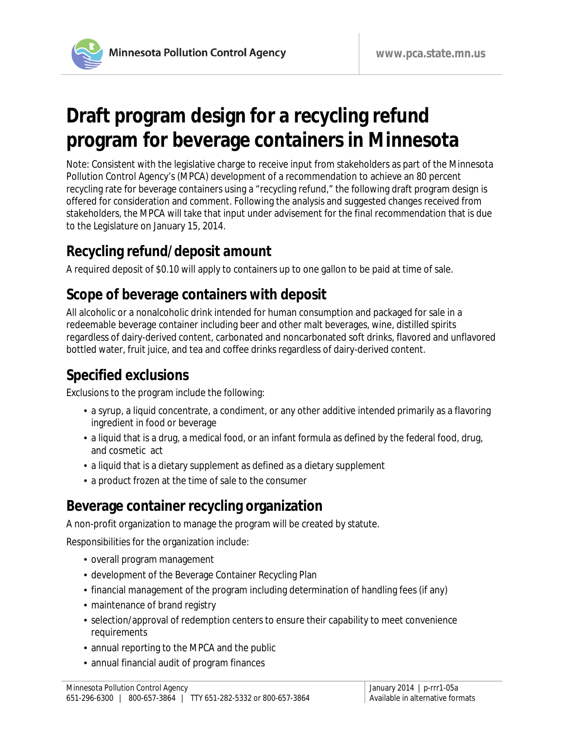# Draft program design for a recycling refund program for beverage containers in Minnesota

Note: Consistent with the legislative charge to receive input from stakeholders as part of the Minnesota Pollution Control Agency's (MPCA) development of a recommendation to achieve an 80 percent recycling rate for beverage containers using a "recycling refund," the following draft program design is offered for consideration and comment. Following the analysis and suggested changes received from stakeholders, the MPCA will take that input under advisement for the final recommendation that is due to the Legislature on January 15, 2014.

## Recycling refund/deposit amount

A required deposit of $0.10 will apply to containers up to one gallon to be paid at time of sale.

## Scope of beverage containers with deposit

All alcoholic or a nonalcoholic drink intended for human consumption and packaged for sale in a redeemable beverage container including beer and other malt beverages, wine, distilled spirits regardless of dairy-derived content, carbonated and noncarbonated soft drinks, flavored and unflavored bottled water, fruit juice, and tea and coffee drinks regardless of dairy-derived content.

## Specified exclusions

Exclusions to the program include the following:

- a syrup, a liquid concentrate, a condiment, or any other additive intended primarily as a flavoring ingredient in food or beverage
- a liquid that is a drug, a medical food, or an infant formula as defined by the federal food, drug, and cosmetic act
- a liquid that is a dietary supplement as defined as a dietary supplement
- a product frozen at the time of sale to the consumer

## Beverage container recycling organization

A non-profit organization to manage the program will be created by statute.

Responsibilities for the organization include:

- overall program management
- development of the Beverage Container Recycling Plan
- financial management of the program including determination of handling fees (if any)
- maintenance of brand registry
- selection/approval of redemption centers to ensure their capability to meet convenience requirements
- annual reporting to the MPCA and the public
- annual financial audit of program finances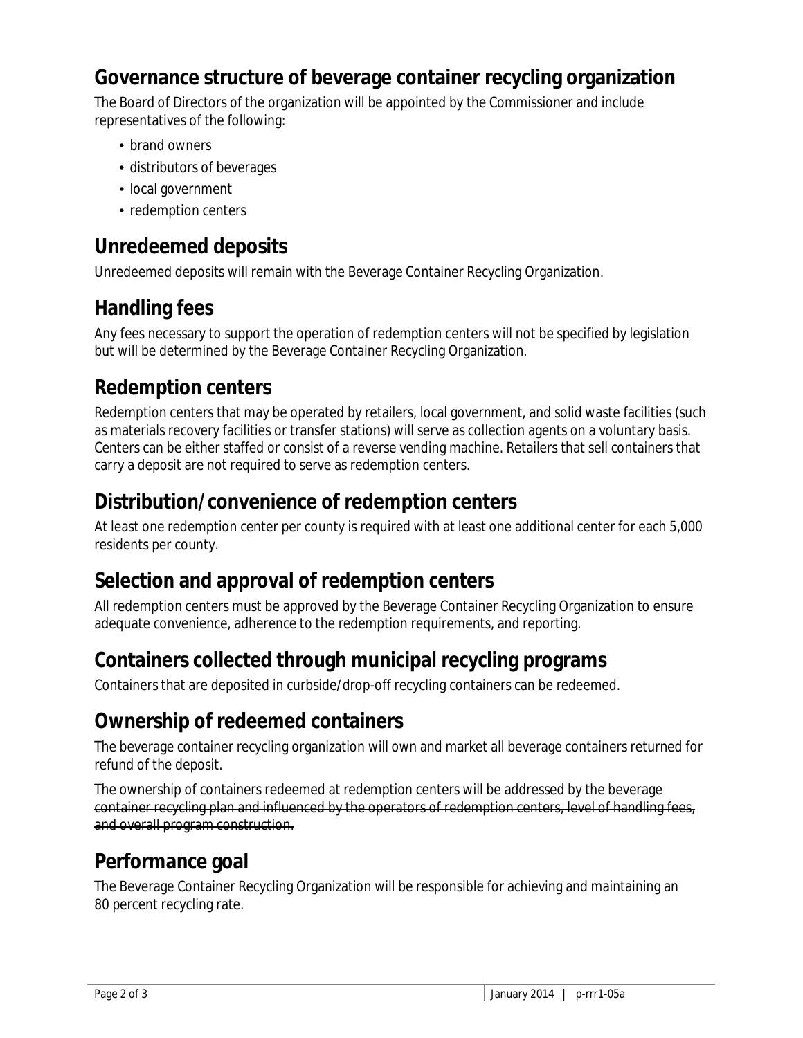## Governance structure of beverage container recycling organization

The Board of Directors of the organization will be appointed by the Commissioner and include representatives of the following:

- brand owners
- distributors of beverages
- local government
- redemption centers

## Unredeemed deposits

Unredeemed deposits will remain with the Beverage Container Recycling Organization.

## Handling fees

Any fees necessary to support the operation of redemption centers will not be specified by legislation but will be determined by the Beverage Container Recycling Organization.

## Redemption centers

Redemption centers that may be operated by retailers, local government, and solid waste facilities (such as materials recovery facilities or transfer stations) will serve as collection agents on a voluntary basis. Centers can be either staffed or consist of a reverse vending machine. Retailers that sell containers that carry a deposit are not required to serve as redemption centers.

## Distribution/convenience of redemption centers

At least one redemption center per county is required with at least one additional center for each 5,000 residents per county.

## Selection and approval of redemption centers

All redemption centers must be approved by the Beverage Container Recycling Organization to ensure adequate convenience, adherence to the redemption requirements, and reporting.

## Containers collected through municipal recycling programs

Containers that are deposited in curbside/drop-off recycling containers can be redeemed.

## Ownership of redeemed containers

The beverage container recycling organization will own and market all beverage containers returned for refund of the deposit.

~~The ownership of containers redeemed at redemption centers will be addressed by the beverage container recycling plan and influenced by the operators of redemption centers, level of handling fees, and overall program construction.~~

## Performance goal

The Beverage Container Recycling Organization will be responsible for achieving and maintaining an 80 percent recycling rate.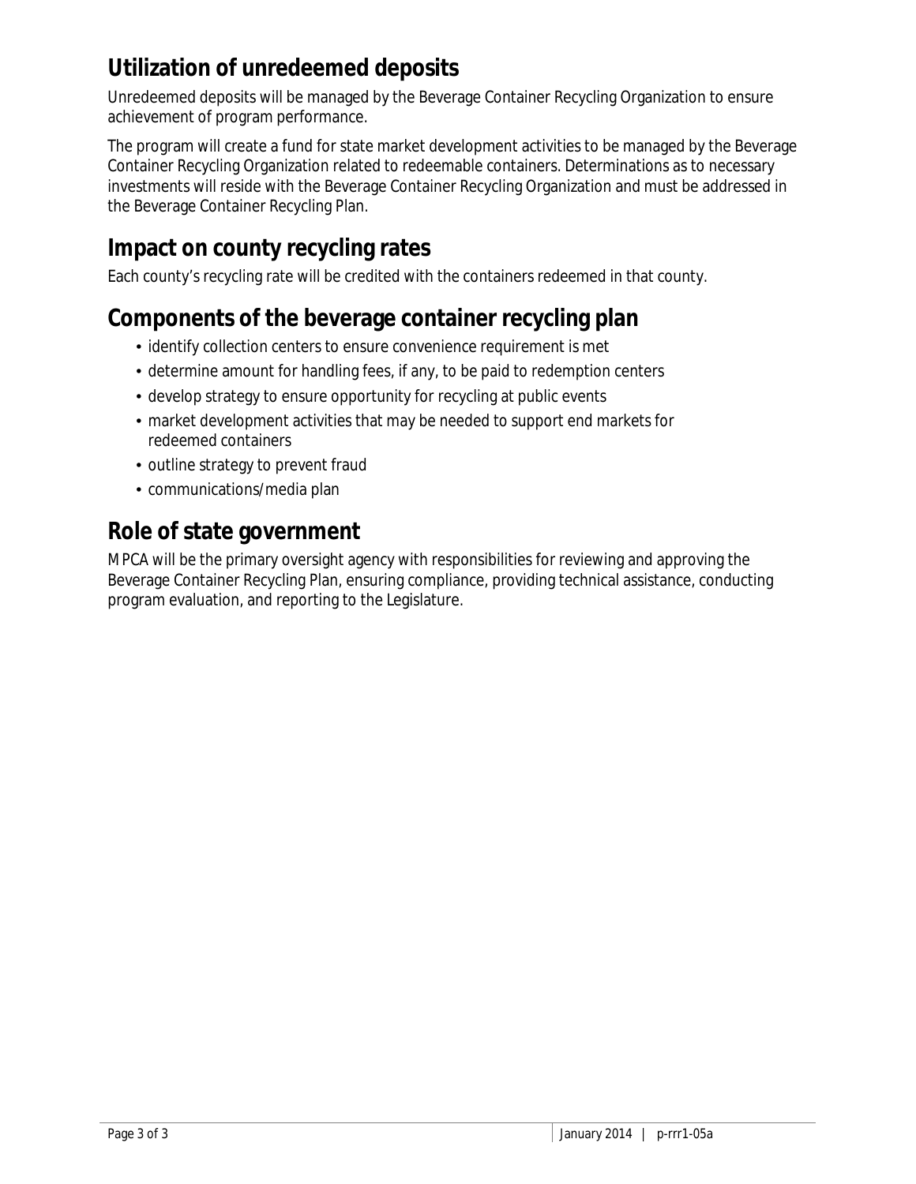## Utilization of unredeemed deposits

Unredeemed deposits will be managed by the Beverage Container Recycling Organization to ensure achievement of program performance.

The program will create a fund for state market development activities to be managed by the Beverage Container Recycling Organization related to redeemable containers. Determinations as to necessary investments will reside with the Beverage Container Recycling Organization and must be addressed in the Beverage Container Recycling Plan.

## Impact on county recycling rates

Each county's recycling rate will be credited with the containers redeemed in that county.

## Components of the beverage container recycling plan

- identify collection centers to ensure convenience requirement is met
- determine amount for handling fees, if any, to be paid to redemption centers
- develop strategy to ensure opportunity for recycling at public events
- market development activities that may be needed to support end markets for redeemed containers
- outline strategy to prevent fraud
- communications/media plan

## Role of state government

MPCA will be the primary oversight agency with responsibilities for reviewing and approving the Beverage Container Recycling Plan, ensuring compliance, providing technical assistance, conducting program evaluation, and reporting to the Legislature.